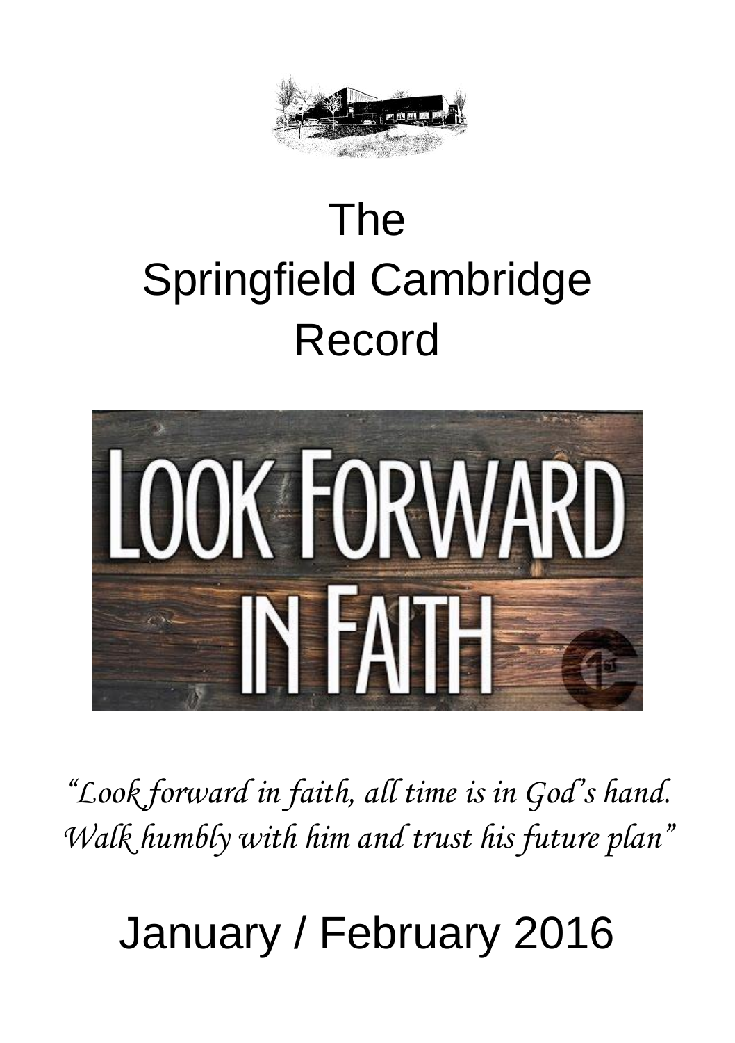# The Springfield Cambridge Record

LOOK FORWARD IN FAITH

*"Look forward in faith, all time is in God's hand. Walk humbly with him and trust his future plan"*

## January / February 2016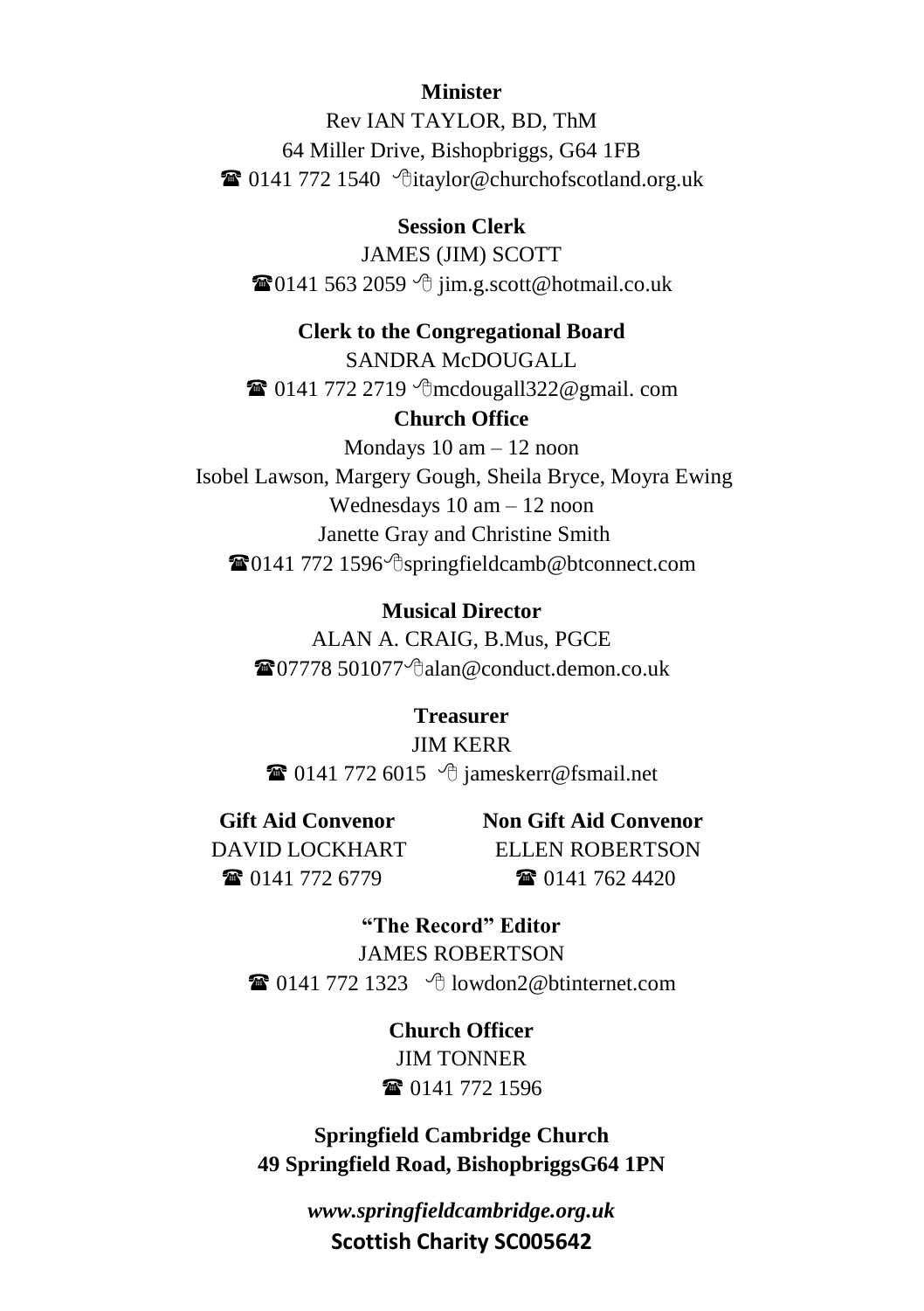**Minister**

Rev IAN TAYLOR, BD, ThM

64 Miller Drive, Bishopbriggs, G64 1FB

☎ 0141 772 1540 ✉ itaylor@churchofscotland.org.uk

**Session Clerk**

JAMES (JIM) SCOTT

☎ 0141 563 2059 ✉ jim.g.scott@hotmail.co.uk

**Clerk to the Congregational Board**

SANDRA McDOUGALL

☎ 0141 772 2719 ✉ mcdougall322@gmail. com

**Church Office**

Mondays 10 am – 12 noon

Isobel Lawson, Margery Gough, Sheila Bryce, Moyra Ewing

Wednesdays 10 am – 12 noon

Janette Gray and Christine Smith

☎ 0141 772 1596 ✉ springfieldcamb@btconnect.com

**Musical Director**

ALAN A. CRAIG, B.Mus, PGCE

☎ 07778 501077 ✉ alan@conduct.demon.co.uk

**Treasurer**

JIM KERR

☎ 0141 772 6015 ✉ jameskerr@fsmail.net

**Gift Aid Convenor**

DAVID LOCKHART

☎ 0141 772 6779

**Non Gift Aid Convenor**

ELLEN ROBERTSON

☎ 0141 762 4420

**"The Record" Editor**

JAMES ROBERTSON

☎ 0141 772 1323 ✉ lowdon2@btinternet.com

**Church Officer**

JIM TONNER

☎ 0141 772 1596

**Springfield Cambridge Church**
**49 Springfield Road, BishopbriggsG64 1PN**

***www.springfieldcambridge.org.uk***

**Scottish Charity SC005642**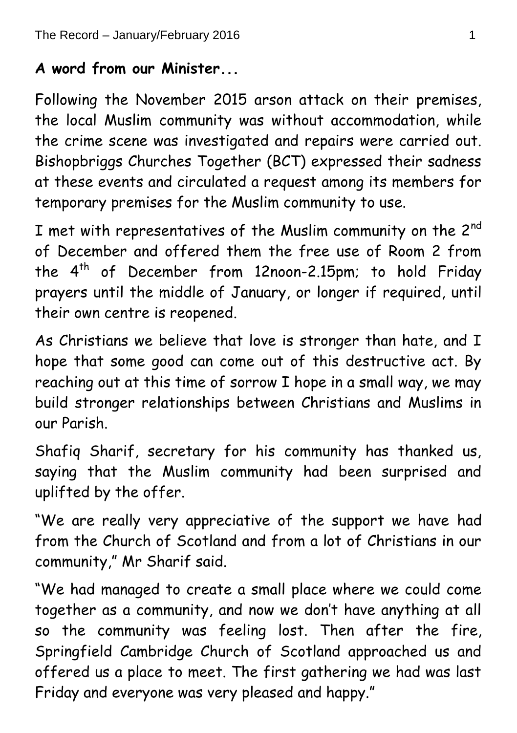**A word from our Minister...**

Following the November 2015 arson attack on their premises, the local Muslim community was without accommodation, while the crime scene was investigated and repairs were carried out. Bishopbriggs Churches Together (BCT) expressed their sadness at these events and circulated a request among its members for temporary premises for the Muslim community to use.

I met with representatives of the Muslim community on the 2nd of December and offered them the free use of Room 2 from the 4th of December from 12noon-2.15pm; to hold Friday prayers until the middle of January, or longer if required, until their own centre is reopened.

As Christians we believe that love is stronger than hate, and I hope that some good can come out of this destructive act. By reaching out at this time of sorrow I hope in a small way, we may build stronger relationships between Christians and Muslims in our Parish.

Shafiq Sharif, secretary for his community has thanked us, saying that the Muslim community had been surprised and uplifted by the offer.

"We are really very appreciative of the support we have had from the Church of Scotland and from a lot of Christians in our community," Mr Sharif said.

"We had managed to create a small place where we could come together as a community, and now we don't have anything at all so the community was feeling lost. Then after the fire, Springfield Cambridge Church of Scotland approached us and offered us a place to meet. The first gathering we had was last Friday and everyone was very pleased and happy."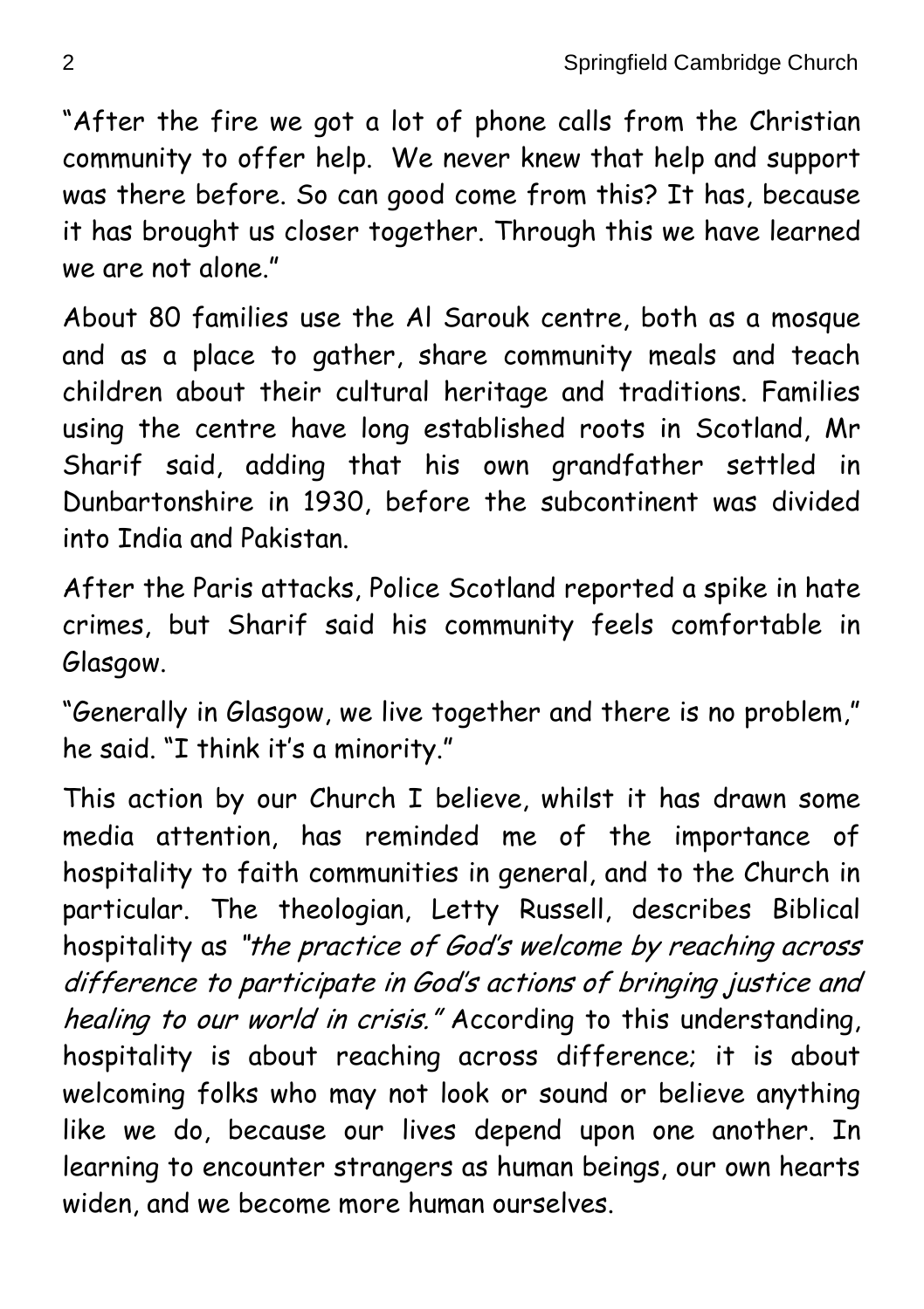"After the fire we got a lot of phone calls from the Christian community to offer help. We never knew that help and support was there before. So can good come from this? It has, because it has brought us closer together. Through this we have learned we are not alone."

About 80 families use the Al Sarouk centre, both as a mosque and as a place to gather, share community meals and teach children about their cultural heritage and traditions. Families using the centre have long established roots in Scotland, Mr Sharif said, adding that his own grandfather settled in Dunbartonshire in 1930, before the subcontinent was divided into India and Pakistan.

After the Paris attacks, Police Scotland reported a spike in hate crimes, but Sharif said his community feels comfortable in Glasgow.

"Generally in Glasgow, we live together and there is no problem," he said. "I think it's a minority."

This action by our Church I believe, whilst it has drawn some media attention, has reminded me of the importance of hospitality to faith communities in general, and to the Church in particular. The theologian, Letty Russell, describes Biblical hospitality as *"the practice of God's welcome by reaching across difference to participate in God's actions of bringing justice and healing to our world in crisis."* According to this understanding, hospitality is about reaching across difference; it is about welcoming folks who may not look or sound or believe anything like we do, because our lives depend upon one another. In learning to encounter strangers as human beings, our own hearts widen, and we become more human ourselves.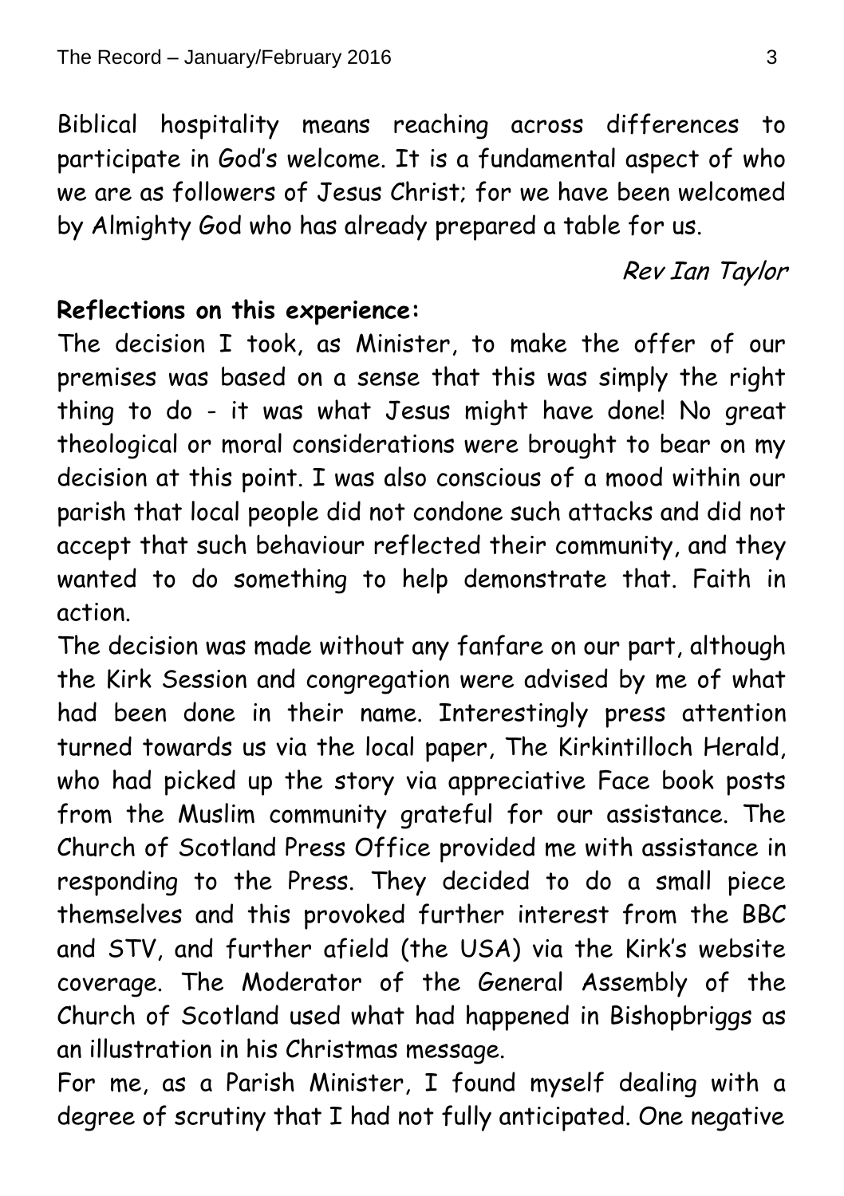Biblical hospitality means reaching across differences to participate in God's welcome. It is a fundamental aspect of who we are as followers of Jesus Christ; for we have been welcomed by Almighty God who has already prepared a table for us.

*Rev Ian Taylor*

**Reflections on this experience:**

The decision I took, as Minister, to make the offer of our premises was based on a sense that this was simply the right thing to do - it was what Jesus might have done! No great theological or moral considerations were brought to bear on my decision at this point. I was also conscious of a mood within our parish that local people did not condone such attacks and did not accept that such behaviour reflected their community, and they wanted to do something to help demonstrate that. Faith in action.

The decision was made without any fanfare on our part, although the Kirk Session and congregation were advised by me of what had been done in their name. Interestingly press attention turned towards us via the local paper, The Kirkintilloch Herald, who had picked up the story via appreciative Face book posts from the Muslim community grateful for our assistance. The Church of Scotland Press Office provided me with assistance in responding to the Press. They decided to do a small piece themselves and this provoked further interest from the BBC and STV, and further afield (the USA) via the Kirk's website coverage. The Moderator of the General Assembly of the Church of Scotland used what had happened in Bishopbriggs as an illustration in his Christmas message.

For me, as a Parish Minister, I found myself dealing with a degree of scrutiny that I had not fully anticipated. One negative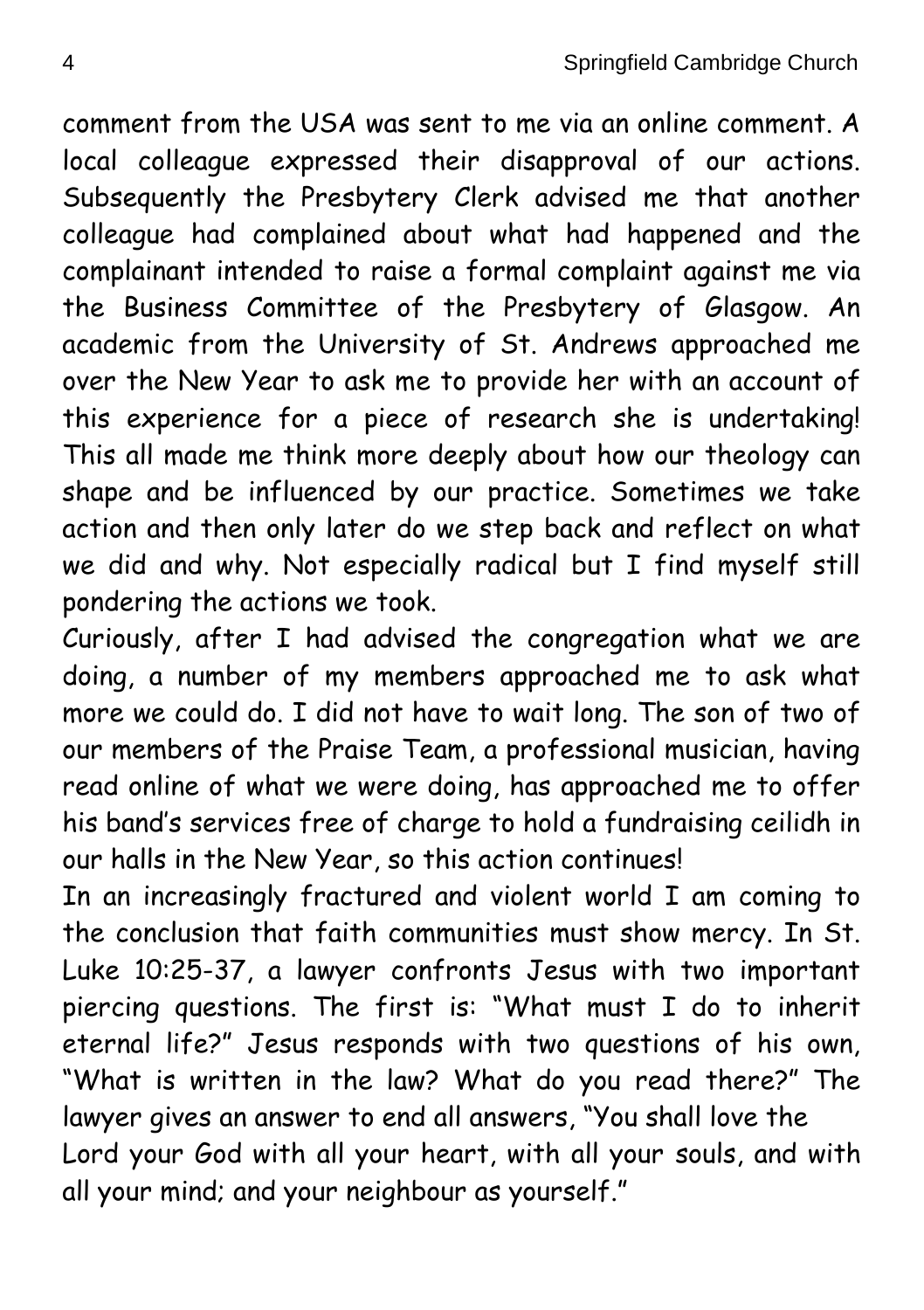comment from the USA was sent to me via an online comment. A local colleague expressed their disapproval of our actions. Subsequently the Presbytery Clerk advised me that another colleague had complained about what had happened and the complainant intended to raise a formal complaint against me via the Business Committee of the Presbytery of Glasgow. An academic from the University of St. Andrews approached me over the New Year to ask me to provide her with an account of this experience for a piece of research she is undertaking! This all made me think more deeply about how our theology can shape and be influenced by our practice. Sometimes we take action and then only later do we step back and reflect on what we did and why. Not especially radical but I find myself still pondering the actions we took.

Curiously, after I had advised the congregation what we are doing, a number of my members approached me to ask what more we could do. I did not have to wait long. The son of two of our members of the Praise Team, a professional musician, having read online of what we were doing, has approached me to offer his band's services free of charge to hold a fundraising ceilidh in our halls in the New Year, so this action continues!

In an increasingly fractured and violent world I am coming to the conclusion that faith communities must show mercy. In St. Luke 10:25-37, a lawyer confronts Jesus with two important piercing questions. The first is: "What must I do to inherit eternal life?" Jesus responds with two questions of his own, "What is written in the law? What do you read there?" The lawyer gives an answer to end all answers, "You shall love the Lord your God with all your heart, with all your souls, and with all your mind; and your neighbour as yourself."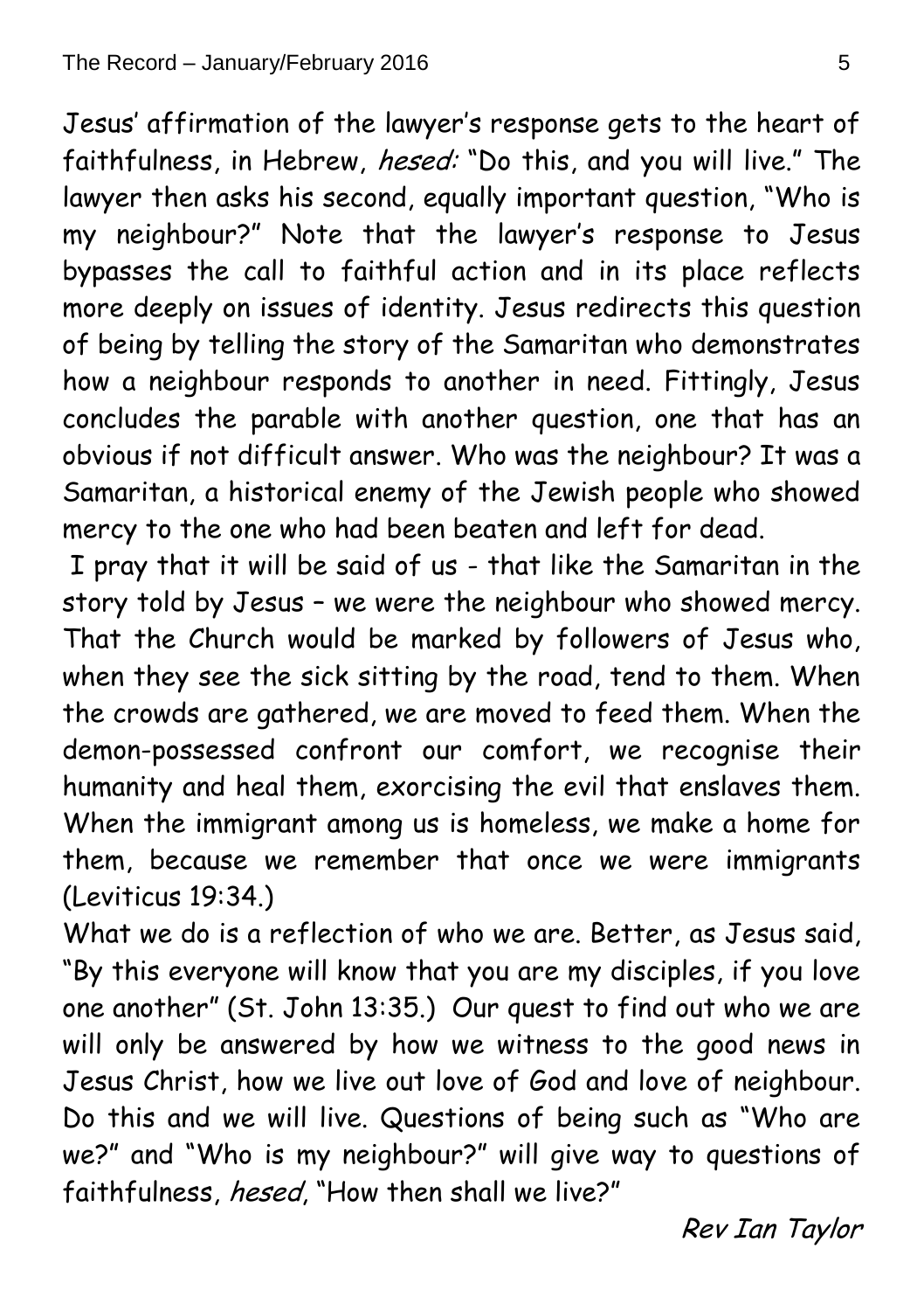Jesus' affirmation of the lawyer's response gets to the heart of faithfulness, in Hebrew, *hesed:* "Do this, and you will live." The lawyer then asks his second, equally important question, "Who is my neighbour?" Note that the lawyer's response to Jesus bypasses the call to faithful action and in its place reflects more deeply on issues of identity. Jesus redirects this question of being by telling the story of the Samaritan who demonstrates how a neighbour responds to another in need. Fittingly, Jesus concludes the parable with another question, one that has an obvious if not difficult answer. Who was the neighbour? It was a Samaritan, a historical enemy of the Jewish people who showed mercy to the one who had been beaten and left for dead.

I pray that it will be said of us - that like the Samaritan in the story told by Jesus – we were the neighbour who showed mercy. That the Church would be marked by followers of Jesus who, when they see the sick sitting by the road, tend to them. When the crowds are gathered, we are moved to feed them. When the demon-possessed confront our comfort, we recognise their humanity and heal them, exorcising the evil that enslaves them. When the immigrant among us is homeless, we make a home for them, because we remember that once we were immigrants (Leviticus 19:34.)

What we do is a reflection of who we are. Better, as Jesus said, "By this everyone will know that you are my disciples, if you love one another" (St. John 13:35.) Our quest to find out who we are will only be answered by how we witness to the good news in Jesus Christ, how we live out love of God and love of neighbour. Do this and we will live. Questions of being such as "Who are we?" and "Who is my neighbour?" will give way to questions of faithfulness, *hesed*, "How then shall we live?"

*Rev Ian Taylor*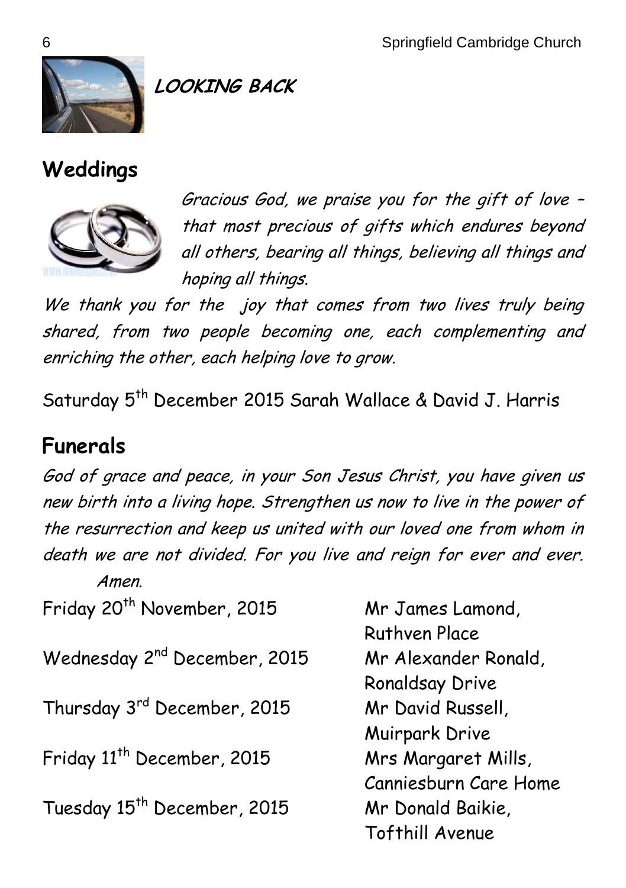## LOOKING BACK

## Weddings

*Gracious God, we praise you for the gift of love – that most precious of gifts which endures beyond all others, bearing all things, believing all things and hoping all things.*

*We thank you for the joy that comes from two lives truly being shared, from two people becoming one, each complementing and enriching the other, each helping love to grow.*

Saturday 5th December 2015 Sarah Wallace & David J. Harris

## Funerals

*God of grace and peace, in your Son Jesus Christ, you have given us new birth into a living hope. Strengthen us now to live in the power of the resurrection and keep us united with our loved one from whom in death we are not divided. For you live and reign for ever and ever. Amen.*

| | |
|---|---|
| Friday 20th November, 2015 | Mr James Lamond, Ruthven Place |
| Wednesday 2nd December, 2015 | Mr Alexander Ronald, Ronaldsay Drive |
| Thursday 3rd December, 2015 | Mr David Russell, Muirpark Drive |
| Friday 11th December, 2015 | Mrs Margaret Mills, Canniesburn Care Home |
| Tuesday 15th December, 2015 | Mr Donald Baikie, Tofthill Avenue |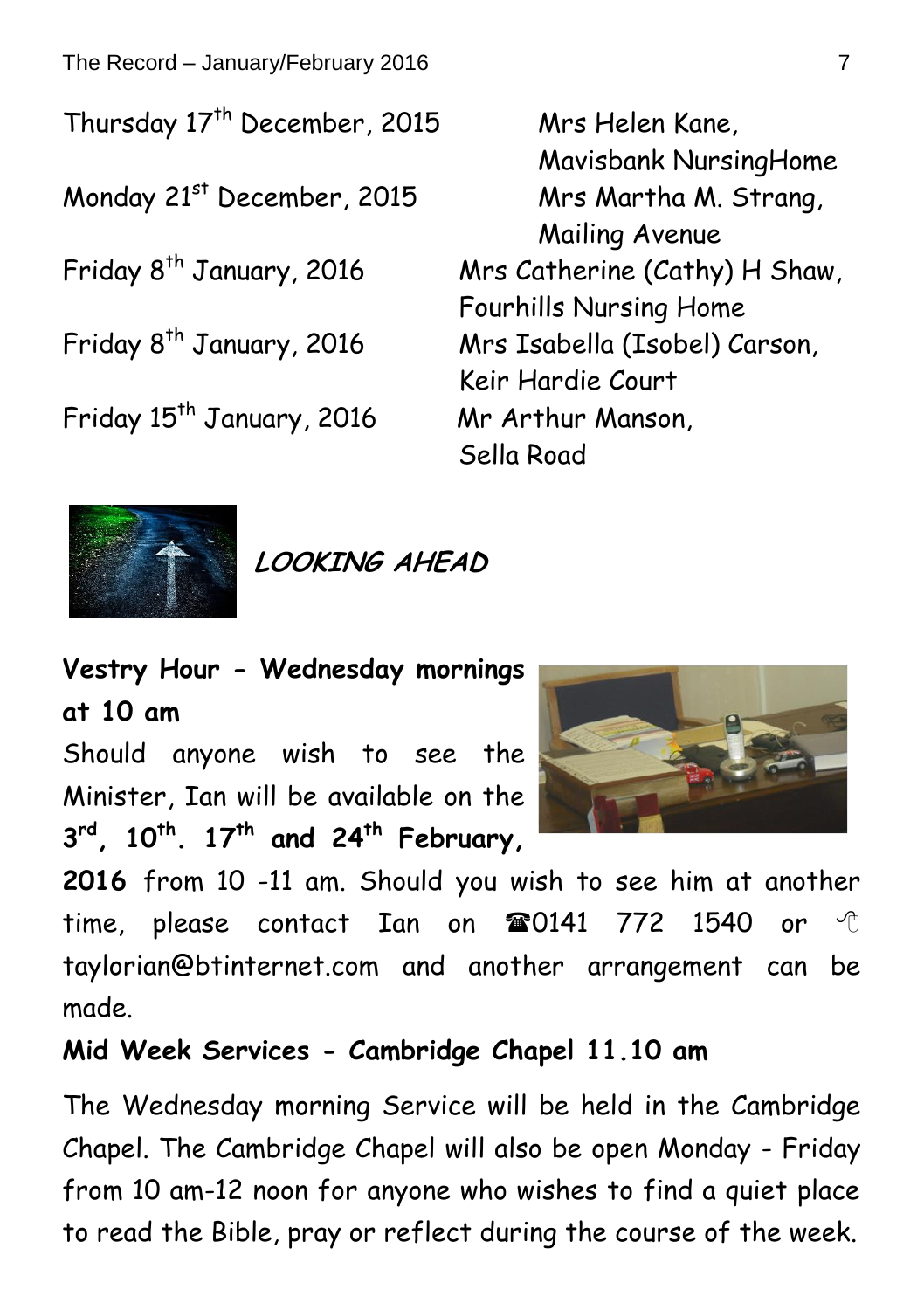| | |
|---|---|
| Thursday 17th December, 2015 | Mrs Helen Kane, Mavisbank NursingHome |
| Monday 21st December, 2015 | Mrs Martha M. Strang, Mailing Avenue |
| Friday 8th January, 2016 | Mrs Catherine (Cathy) H Shaw, Fourhills Nursing Home |
| Friday 8th January, 2016 | Mrs Isabella (Isobel) Carson, Keir Hardie Court |
| Friday 15th January, 2016 | Mr Arthur Manson, Sella Road |

## *LOOKING AHEAD*

**Vestry Hour - Wednesday mornings at 10 am**

Should anyone wish to see the Minister, Ian will be available on the **3rd, 10th. 17th and 24th February, 2016** from 10 -11 am. Should you wish to see him at another time, please contact Ian on ☎0141 772 1540 or taylorian@btinternet.com and another arrangement can be made.

**Mid Week Services - Cambridge Chapel 11.10 am**

The Wednesday morning Service will be held in the Cambridge Chapel. The Cambridge Chapel will also be open Monday - Friday from 10 am-12 noon for anyone who wishes to find a quiet place to read the Bible, pray or reflect during the course of the week.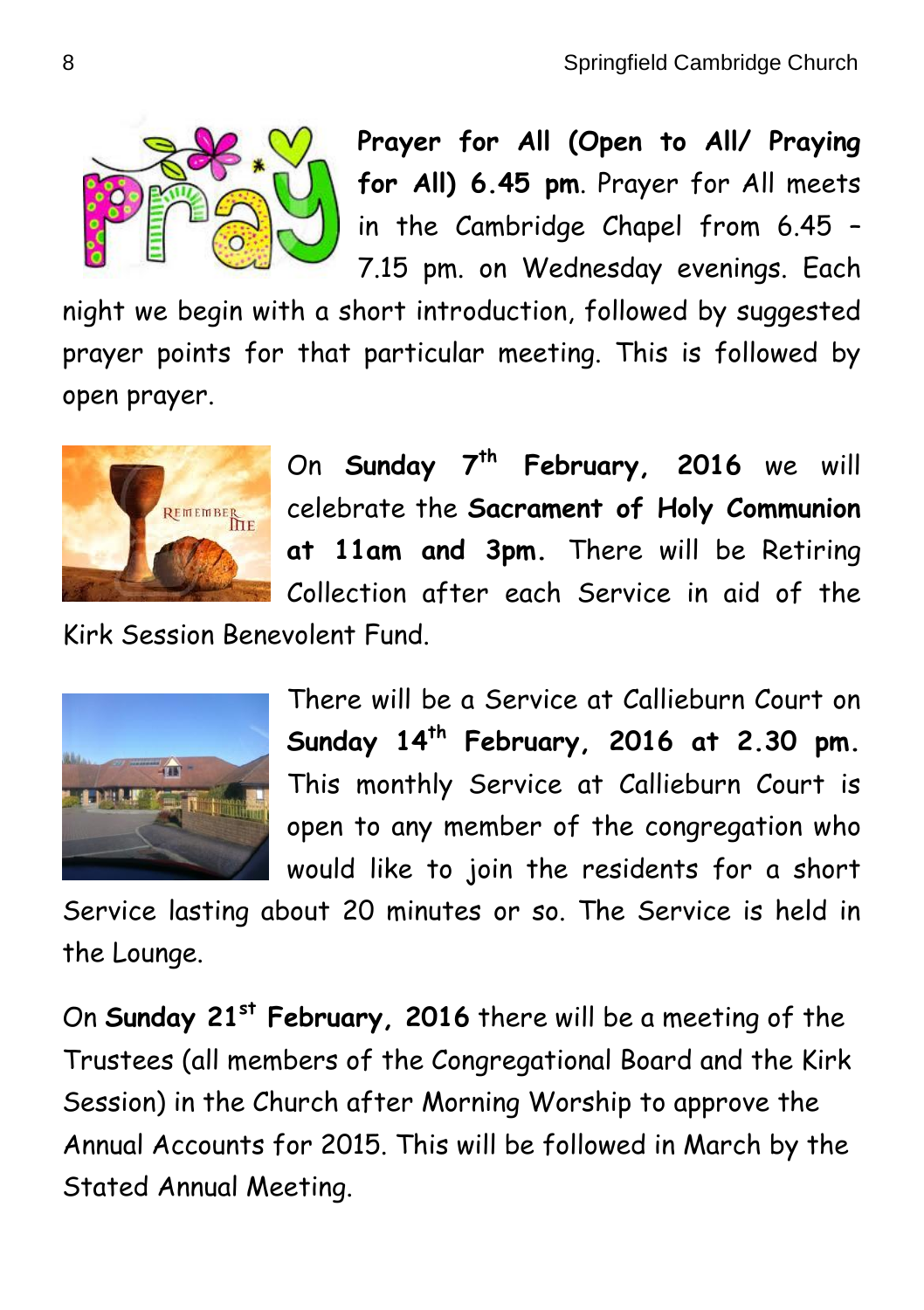**Prayer for All (Open to All/ Praying for All) 6.45 pm**. Prayer for All meets in the Cambridge Chapel from 6.45 – 7.15 pm. on Wednesday evenings. Each night we begin with a short introduction, followed by suggested prayer points for that particular meeting. This is followed by open prayer.

On **Sunday 7th February, 2016** we will celebrate the **Sacrament of Holy Communion at 11am and 3pm.** There will be Retiring Collection after each Service in aid of the Kirk Session Benevolent Fund.

There will be a Service at Callieburn Court on **Sunday 14th February, 2016 at 2.30 pm.** This monthly Service at Callieburn Court is open to any member of the congregation who would like to join the residents for a short Service lasting about 20 minutes or so. The Service is held in the Lounge.

On **Sunday 21st February, 2016** there will be a meeting of the Trustees (all members of the Congregational Board and the Kirk Session) in the Church after Morning Worship to approve the Annual Accounts for 2015. This will be followed in March by the Stated Annual Meeting.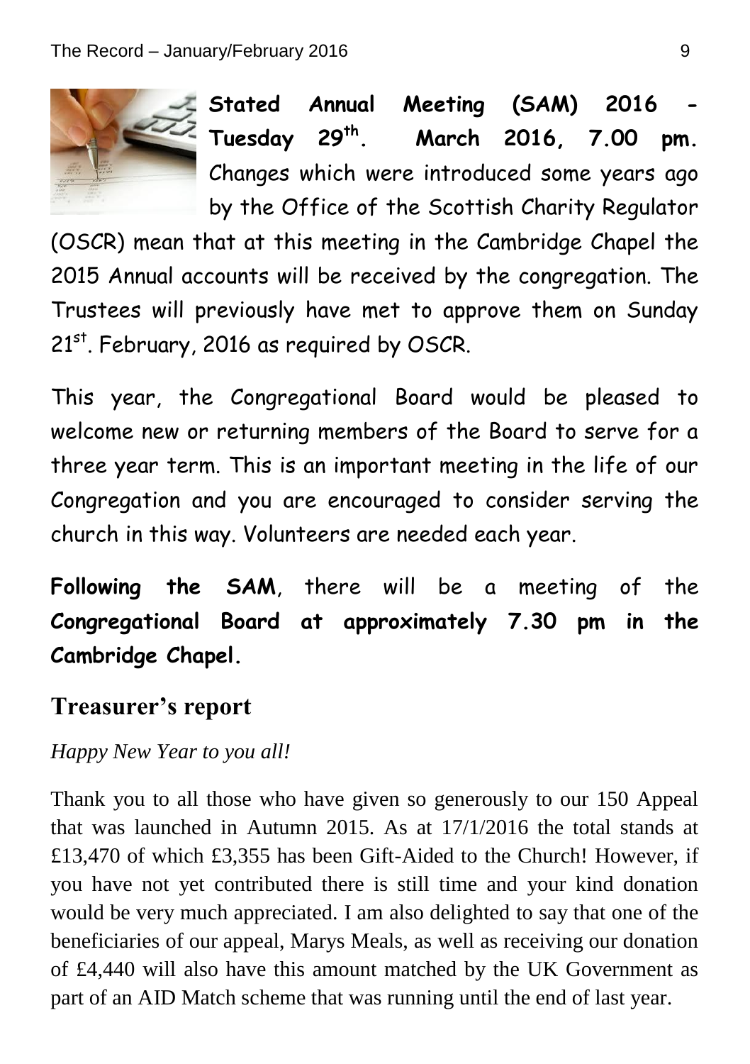**Stated Annual Meeting (SAM) 2016 - Tuesday 29th. March 2016, 7.00 pm.** Changes which were introduced some years ago by the Office of the Scottish Charity Regulator (OSCR) mean that at this meeting in the Cambridge Chapel the 2015 Annual accounts will be received by the congregation. The Trustees will previously have met to approve them on Sunday 21st. February, 2016 as required by OSCR.

This year, the Congregational Board would be pleased to welcome new or returning members of the Board to serve for a three year term. This is an important meeting in the life of our Congregation and you are encouraged to consider serving the church in this way. Volunteers are needed each year.

**Following the SAM**, there will be a meeting of the **Congregational Board at approximately 7.30 pm in the Cambridge Chapel.**

## Treasurer's report

*Happy New Year to you all!*

Thank you to all those who have given so generously to our 150 Appeal that was launched in Autumn 2015. As at 17/1/2016 the total stands at £13,470 of which £3,355 has been Gift-Aided to the Church! However, if you have not yet contributed there is still time and your kind donation would be very much appreciated. I am also delighted to say that one of the beneficiaries of our appeal, Marys Meals, as well as receiving our donation of £4,440 will also have this amount matched by the UK Government as part of an AID Match scheme that was running until the end of last year.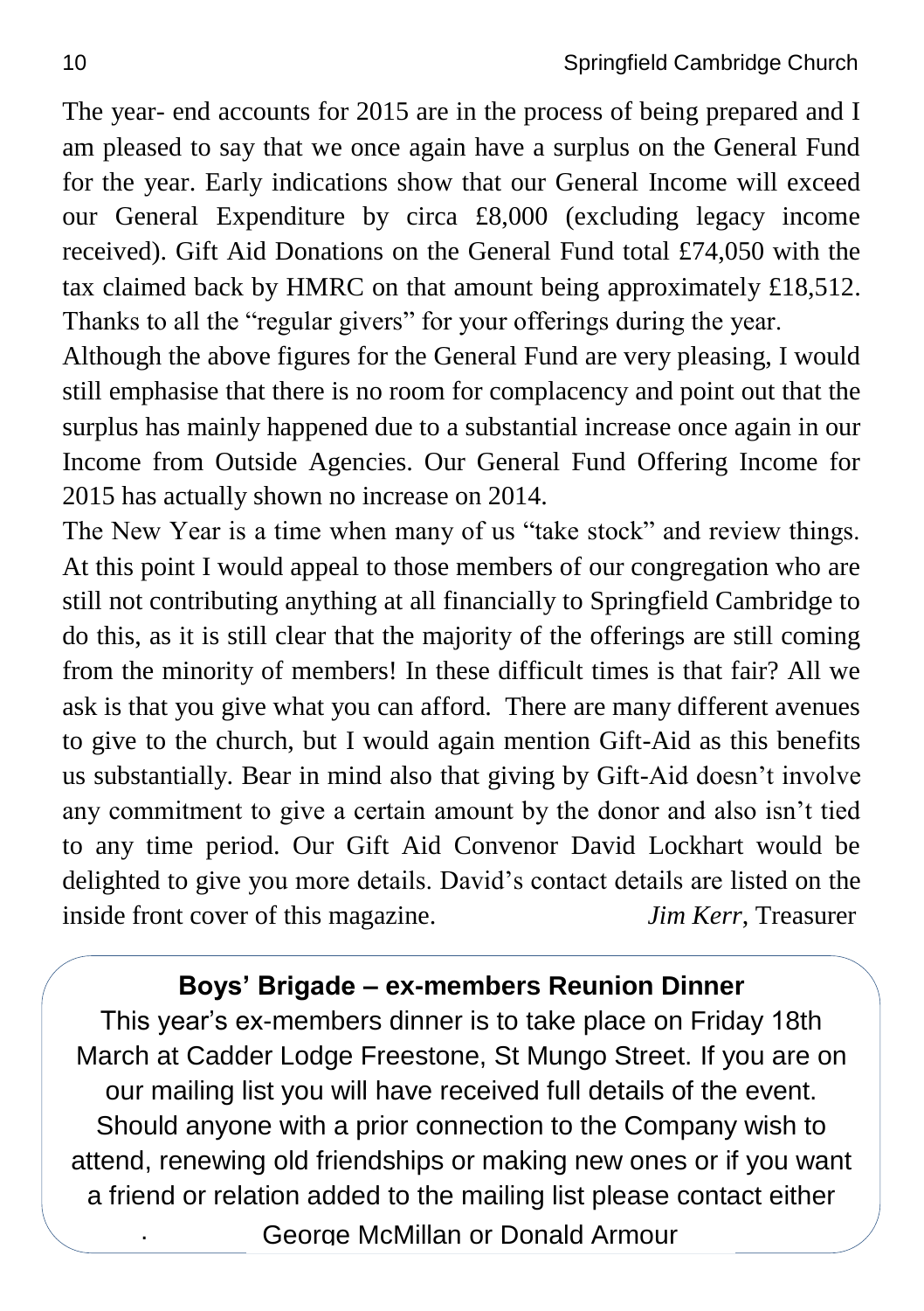The year- end accounts for 2015 are in the process of being prepared and I am pleased to say that we once again have a surplus on the General Fund for the year. Early indications show that our General Income will exceed our General Expenditure by circa £8,000 (excluding legacy income received). Gift Aid Donations on the General Fund total £74,050 with the tax claimed back by HMRC on that amount being approximately £18,512. Thanks to all the "regular givers" for your offerings during the year.

Although the above figures for the General Fund are very pleasing, I would still emphasise that there is no room for complacency and point out that the surplus has mainly happened due to a substantial increase once again in our Income from Outside Agencies. Our General Fund Offering Income for 2015 has actually shown no increase on 2014.

The New Year is a time when many of us "take stock" and review things. At this point I would appeal to those members of our congregation who are still not contributing anything at all financially to Springfield Cambridge to do this, as it is still clear that the majority of the offerings are still coming from the minority of members! In these difficult times is that fair? All we ask is that you give what you can afford. There are many different avenues to give to the church, but I would again mention Gift-Aid as this benefits us substantially. Bear in mind also that giving by Gift-Aid doesn't involve any commitment to give a certain amount by the donor and also isn't tied to any time period. Our Gift Aid Convenor David Lockhart would be delighted to give you more details. David's contact details are listed on the inside front cover of this magazine. *Jim Kerr*, Treasurer

## Boys' Brigade – ex-members Reunion Dinner

This year's ex-members dinner is to take place on Friday 18th March at Cadder Lodge Freestone, St Mungo Street. If you are on our mailing list you will have received full details of the event. Should anyone with a prior connection to the Company wish to attend, renewing old friendships or making new ones or if you want a friend or relation added to the mailing list please contact either George McMillan or Donald Armour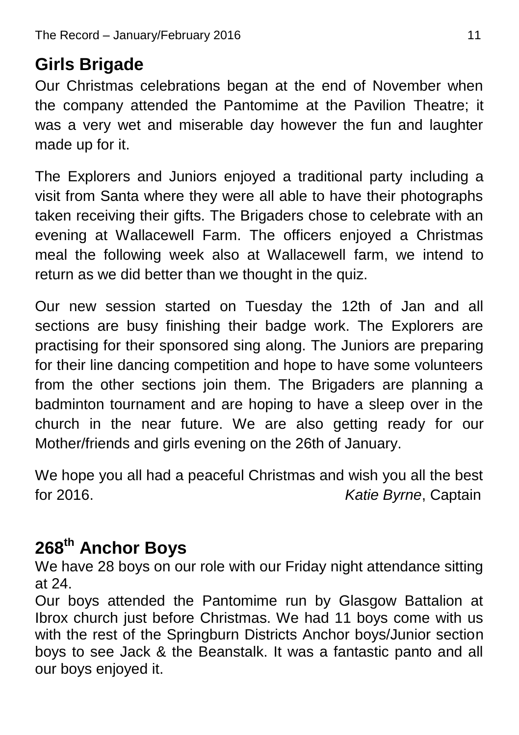## Girls Brigade

Our Christmas celebrations began at the end of November when the company attended the Pantomime at the Pavilion Theatre; it was a very wet and miserable day however the fun and laughter made up for it.

The Explorers and Juniors enjoyed a traditional party including a visit from Santa where they were all able to have their photographs taken receiving their gifts. The Brigaders chose to celebrate with an evening at Wallacewell Farm. The officers enjoyed a Christmas meal the following week also at Wallacewell farm, we intend to return as we did better than we thought in the quiz.

Our new session started on Tuesday the 12th of Jan and all sections are busy finishing their badge work. The Explorers are practising for their sponsored sing along. The Juniors are preparing for their line dancing competition and hope to have some volunteers from the other sections join them. The Brigaders are planning a badminton tournament and are hoping to have a sleep over in the church in the near future. We are also getting ready for our Mother/friends and girls evening on the 26th of January.

We hope you all had a peaceful Christmas and wish you all the best for 2016. *Katie Byrne*, Captain

## 268th Anchor Boys

We have 28 boys on our role with our Friday night attendance sitting at 24.

Our boys attended the Pantomime run by Glasgow Battalion at Ibrox church just before Christmas. We had 11 boys come with us with the rest of the Springburn Districts Anchor boys/Junior section boys to see Jack & the Beanstalk. It was a fantastic panto and all our boys enjoyed it.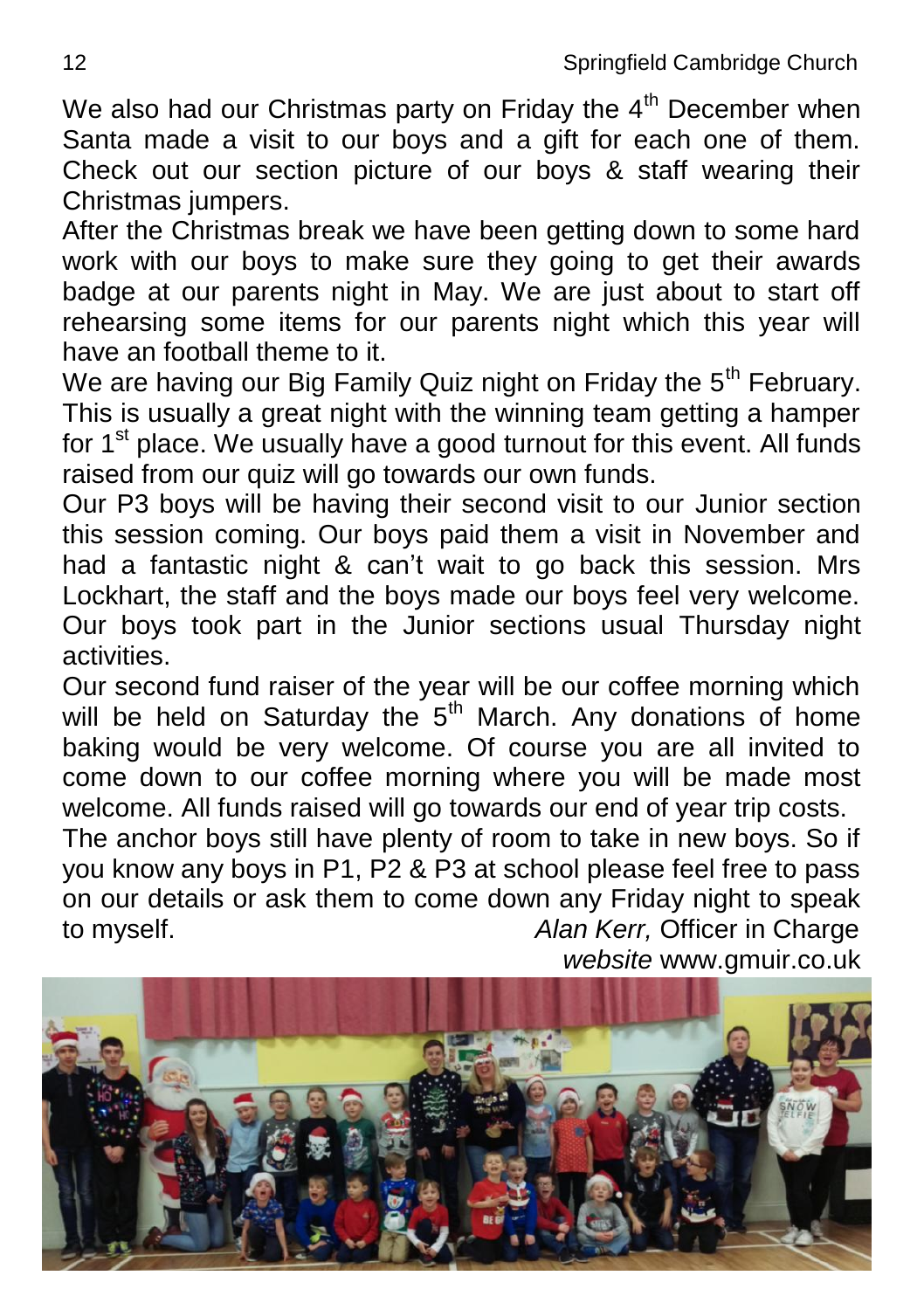We also had our Christmas party on Friday the 4th December when Santa made a visit to our boys and a gift for each one of them. Check out our section picture of our boys & staff wearing their Christmas jumpers.

After the Christmas break we have been getting down to some hard work with our boys to make sure they going to get their awards badge at our parents night in May. We are just about to start off rehearsing some items for our parents night which this year will have an football theme to it.

We are having our Big Family Quiz night on Friday the 5th February. This is usually a great night with the winning team getting a hamper for 1st place. We usually have a good turnout for this event. All funds raised from our quiz will go towards our own funds.

Our P3 boys will be having their second visit to our Junior section this session coming. Our boys paid them a visit in November and had a fantastic night & can't wait to go back this session. Mrs Lockhart, the staff and the boys made our boys feel very welcome. Our boys took part in the Junior sections usual Thursday night activities.

Our second fund raiser of the year will be our coffee morning which will be held on Saturday the 5th March. Any donations of home baking would be very welcome. Of course you are all invited to come down to our coffee morning where you will be made most welcome. All funds raised will go towards our end of year trip costs.

The anchor boys still have plenty of room to take in new boys. So if you know any boys in P1, P2 & P3 at school please feel free to pass on our details or ask them to come down any Friday night to speak to myself. *Alan Kerr,* Officer in Charge

*website* www.gmuir.co.uk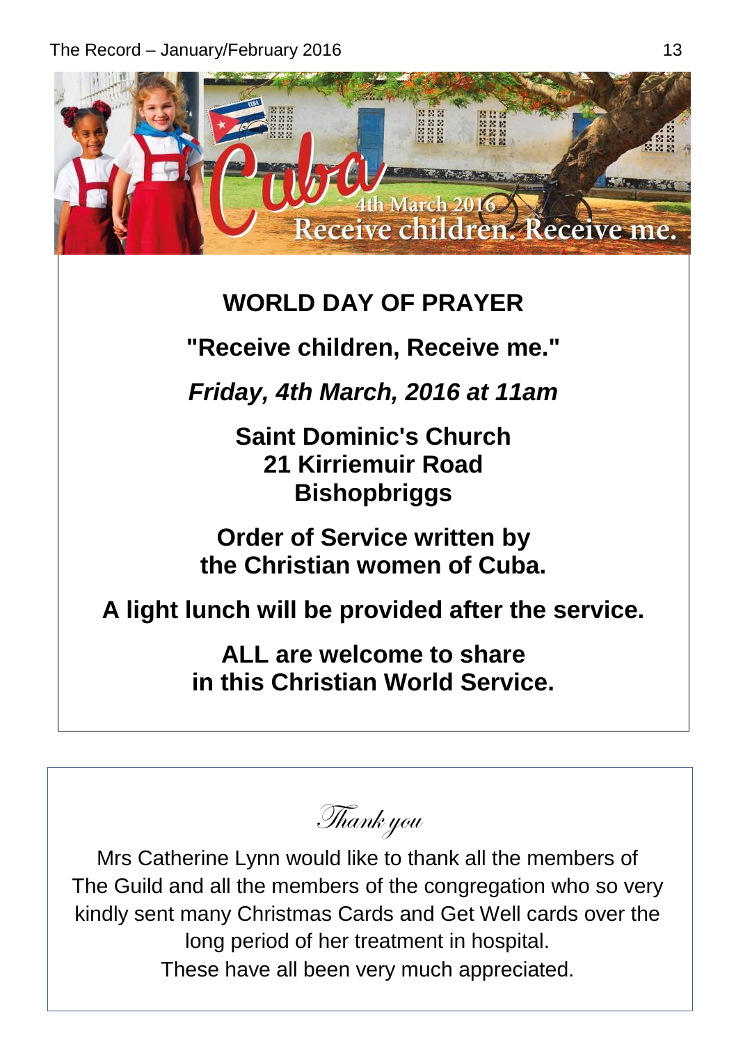# WORLD DAY OF PRAYER

**"Receive children, Receive me."**

***Friday, 4th March, 2016 at 11am***

**Saint Dominic's Church**
**21 Kirriemuir Road**
**Bishopbriggs**

**Order of Service written by the Christian women of Cuba.**

**A light lunch will be provided after the service.**

**ALL are welcome to share in this Christian World Service.**

---

*Thank you*

Mrs Catherine Lynn would like to thank all the members of The Guild and all the members of the congregation who so very kindly sent many Christmas Cards and Get Well cards over the long period of her treatment in hospital.
These have all been very much appreciated.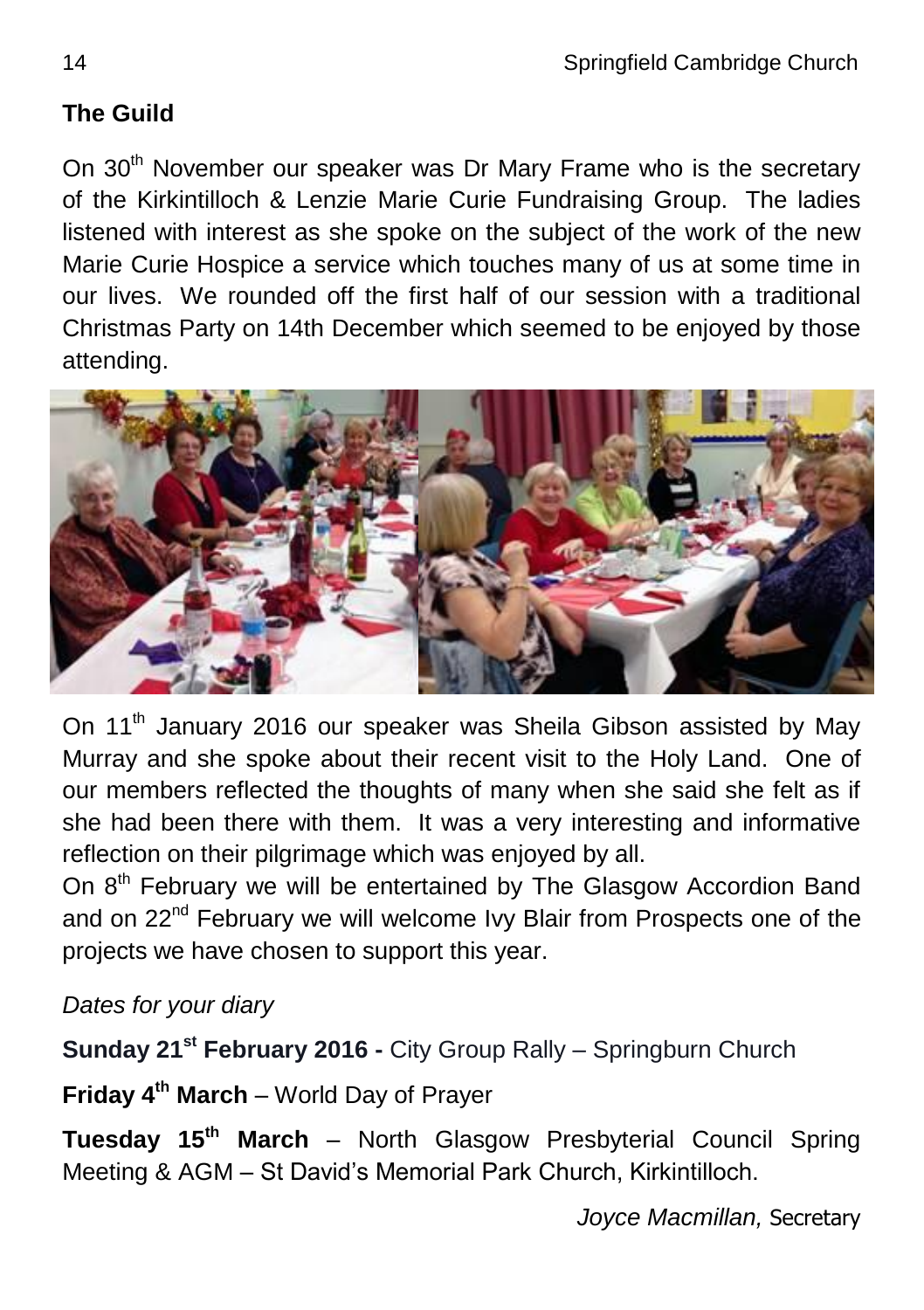## The Guild

On 30th November our speaker was Dr Mary Frame who is the secretary of the Kirkintilloch & Lenzie Marie Curie Fundraising Group. The ladies listened with interest as she spoke on the subject of the work of the new Marie Curie Hospice a service which touches many of us at some time in our lives. We rounded off the first half of our session with a traditional Christmas Party on 14th December which seemed to be enjoyed by those attending.

On 11th January 2016 our speaker was Sheila Gibson assisted by May Murray and she spoke about their recent visit to the Holy Land. One of our members reflected the thoughts of many when she said she felt as if she had been there with them. It was a very interesting and informative reflection on their pilgrimage which was enjoyed by all.

On 8th February we will be entertained by The Glasgow Accordion Band and on 22nd February we will welcome Ivy Blair from Prospects one of the projects we have chosen to support this year.

*Dates for your diary*

**Sunday 21st February 2016 -** City Group Rally – Springburn Church

**Friday 4th March** – World Day of Prayer

**Tuesday 15th March** – North Glasgow Presbyterial Council Spring Meeting & AGM – St David's Memorial Park Church, Kirkintilloch.

*Joyce Macmillan,* Secretary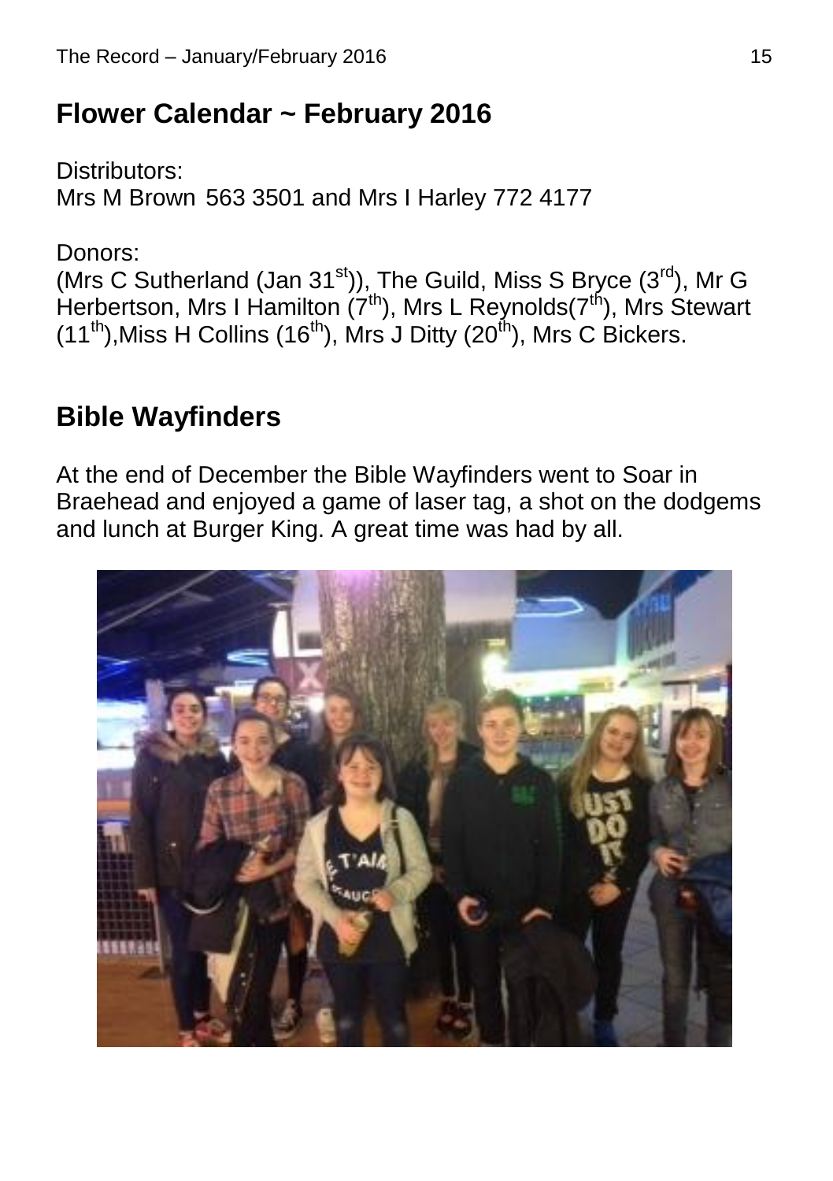## Flower Calendar ~ February 2016

Distributors:
Mrs M Brown 563 3501 and Mrs I Harley 772 4177

Donors:
(Mrs C Sutherland (Jan 31st)), The Guild, Miss S Bryce (3rd), Mr G Herbertson, Mrs I Hamilton (7th), Mrs L Reynolds(7th), Mrs Stewart (11th),Miss H Collins (16th), Mrs J Ditty (20th), Mrs C Bickers.

## Bible Wayfinders

At the end of December the Bible Wayfinders went to Soar in Braehead and enjoyed a game of laser tag, a shot on the dodgems and lunch at Burger King. A great time was had by all.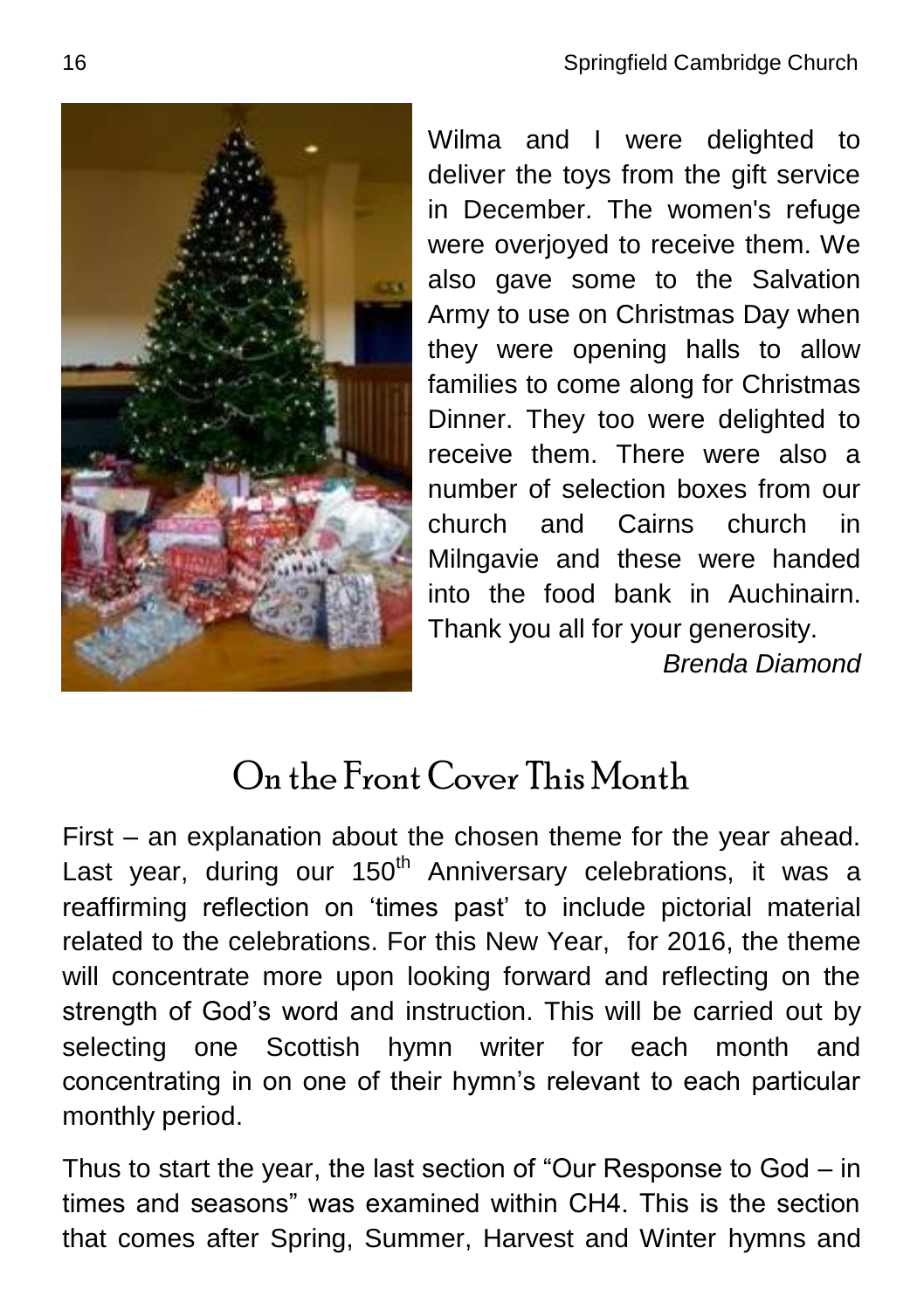Wilma and I were delighted to deliver the toys from the gift service in December. The women's refuge were overjoyed to receive them. We also gave some to the Salvation Army to use on Christmas Day when they were opening halls to allow families to come along for Christmas Dinner. They too were delighted to receive them. There were also a number of selection boxes from our church and Cairns church in Milngavie and these were handed into the food bank in Auchinairn. Thank you all for your generosity.

*Brenda Diamond*

## On the Front Cover This Month

First – an explanation about the chosen theme for the year ahead. Last year, during our 150th Anniversary celebrations, it was a reaffirming reflection on 'times past' to include pictorial material related to the celebrations. For this New Year, for 2016, the theme will concentrate more upon looking forward and reflecting on the strength of God's word and instruction. This will be carried out by selecting one Scottish hymn writer for each month and concentrating in on one of their hymn's relevant to each particular monthly period.

Thus to start the year, the last section of "Our Response to God – in times and seasons" was examined within CH4. This is the section that comes after Spring, Summer, Harvest and Winter hymns and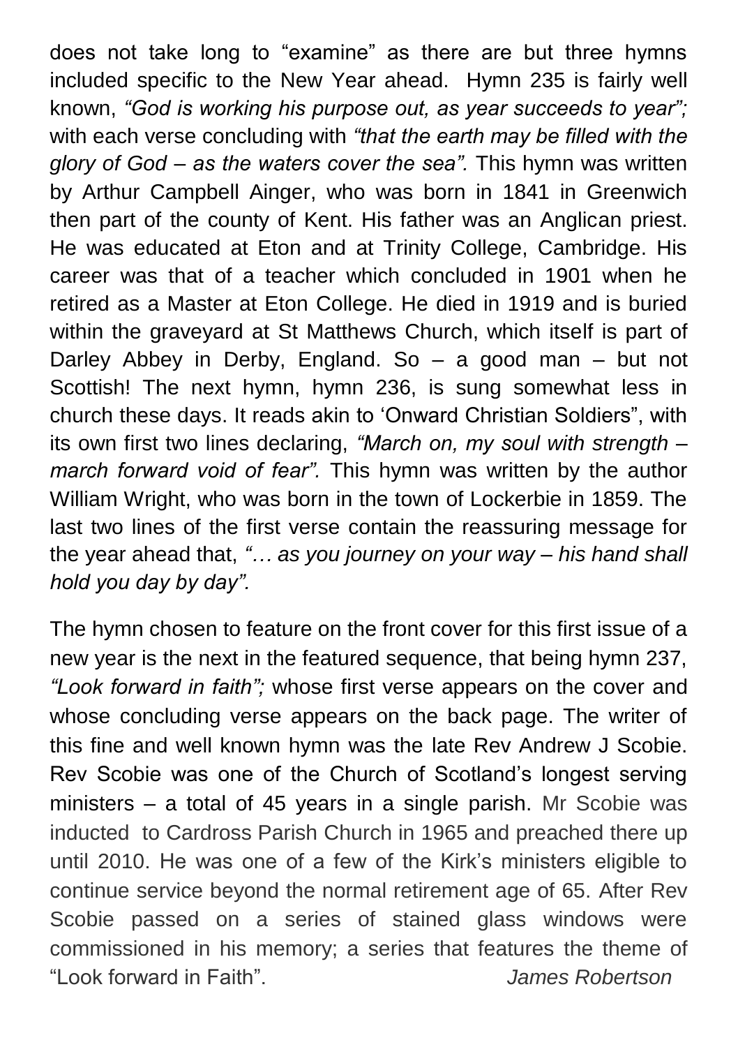does not take long to "examine" as there are but three hymns included specific to the New Year ahead. Hymn 235 is fairly well known, *"God is working his purpose out, as year succeeds to year";* with each verse concluding with *"that the earth may be filled with the glory of God – as the waters cover the sea".* This hymn was written by Arthur Campbell Ainger, who was born in 1841 in Greenwich then part of the county of Kent. His father was an Anglican priest. He was educated at Eton and at Trinity College, Cambridge. His career was that of a teacher which concluded in 1901 when he retired as a Master at Eton College. He died in 1919 and is buried within the graveyard at St Matthews Church, which itself is part of Darley Abbey in Derby, England. So – a good man – but not Scottish! The next hymn, hymn 236, is sung somewhat less in church these days. It reads akin to 'Onward Christian Soldiers", with its own first two lines declaring, *"March on, my soul with strength – march forward void of fear".* This hymn was written by the author William Wright, who was born in the town of Lockerbie in 1859. The last two lines of the first verse contain the reassuring message for the year ahead that, *"… as you journey on your way – his hand shall hold you day by day".*

The hymn chosen to feature on the front cover for this first issue of a new year is the next in the featured sequence, that being hymn 237, *"Look forward in faith";* whose first verse appears on the cover and whose concluding verse appears on the back page. The writer of this fine and well known hymn was the late Rev Andrew J Scobie. Rev Scobie was one of the Church of Scotland's longest serving ministers – a total of 45 years in a single parish. Mr Scobie was inducted to Cardross Parish Church in 1965 and preached there up until 2010. He was one of a few of the Kirk's ministers eligible to continue service beyond the normal retirement age of 65. After Rev Scobie passed on a series of stained glass windows were commissioned in his memory; a series that features the theme of "Look forward in Faith". *James Robertson*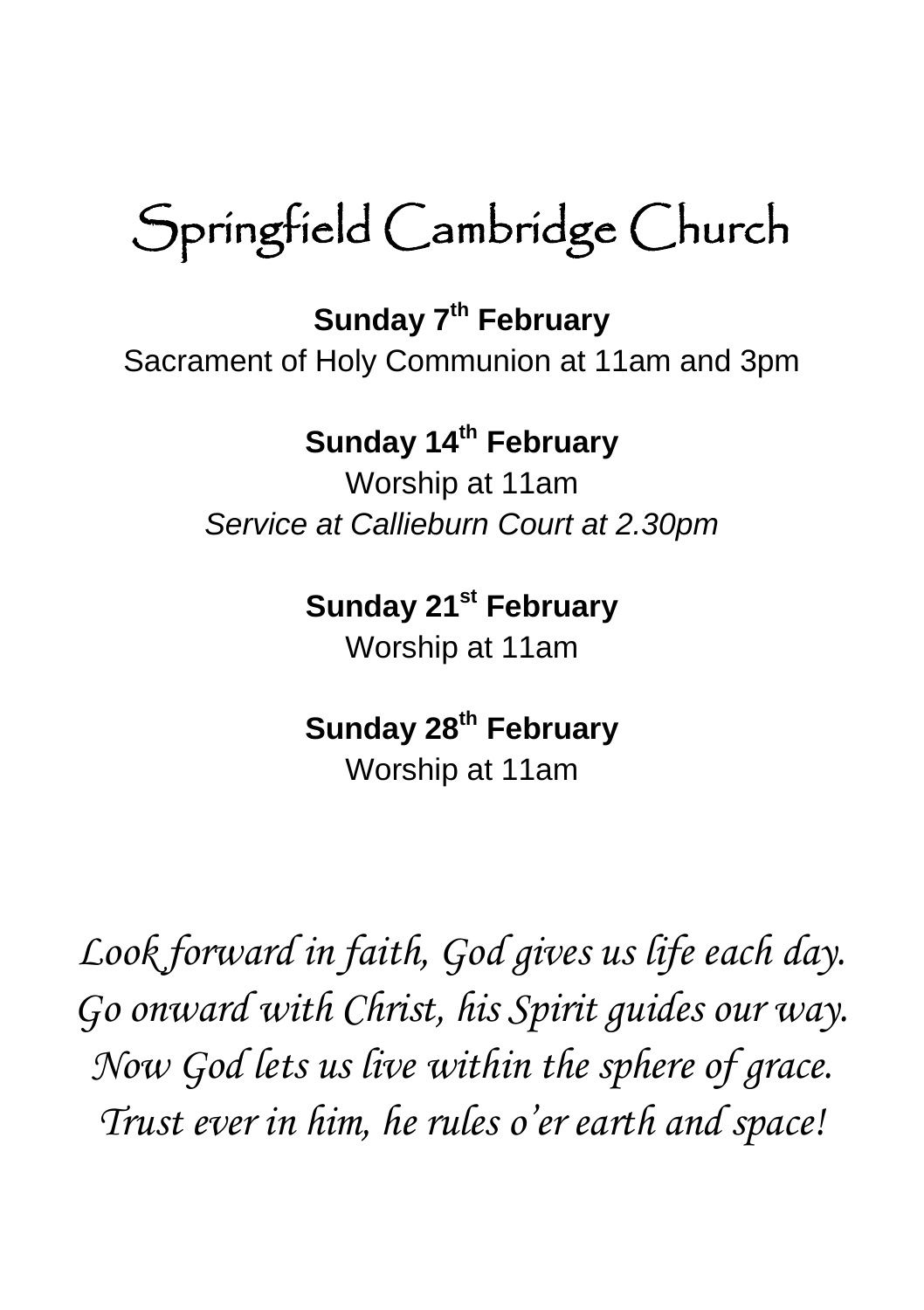# Springfield Cambridge Church

**Sunday 7th February**
Sacrament of Holy Communion at 11am and 3pm

**Sunday 14th February**
Worship at 11am
*Service at Callieburn Court at 2.30pm*

**Sunday 21st February**
Worship at 11am

**Sunday 28th February**
Worship at 11am

*Look forward in faith, God gives us life each day.*
*Go onward with Christ, his Spirit guides our way.*
*Now God lets us live within the sphere of grace.*
*Trust ever in him, he rules o'er earth and space!*